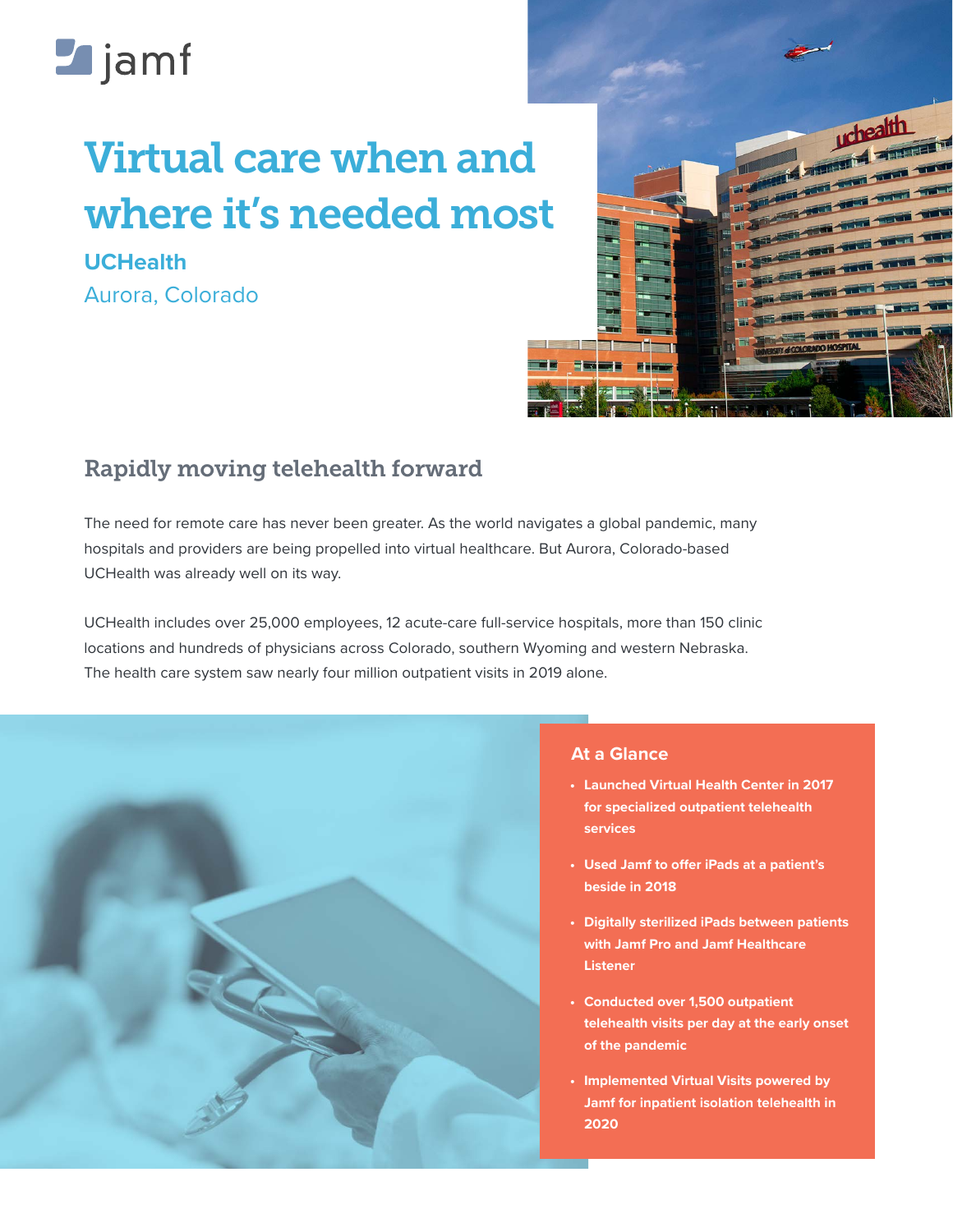# Virtual care when and where it's needed most

**UCHealth**

Aurora, Colorado

## Rapidly moving telehealth forward

The need for remote care has never been greater. As the world navigates a global pandemic, many hospitals and providers are being propelled into virtual healthcare. But Aurora, Colorado-based UCHealth was already well on its way.

UCHealth includes over 25,000 employees, 12 acute-care full-service hospitals, more than 150 clinic locations and hundreds of physicians across Colorado, southern Wyoming and western Nebraska. The health care system saw nearly four million outpatient visits in 2019 alone.

### At a Glance

- **Launched Virtual Health Center in 2017 for specialized outpatient telehealth services**
- **Used Jamf to offer iPads at a patient's beside in 2018**
- **Digitally sterilized iPads between patients with Jamf Pro and Jamf Healthcare Listener**
- **Conducted over 1,500 outpatient telehealth visits per day at the early onset of the pandemic**
- **Implemented Virtual Visits powered by Jamf for inpatient isolation telehealth in 2020**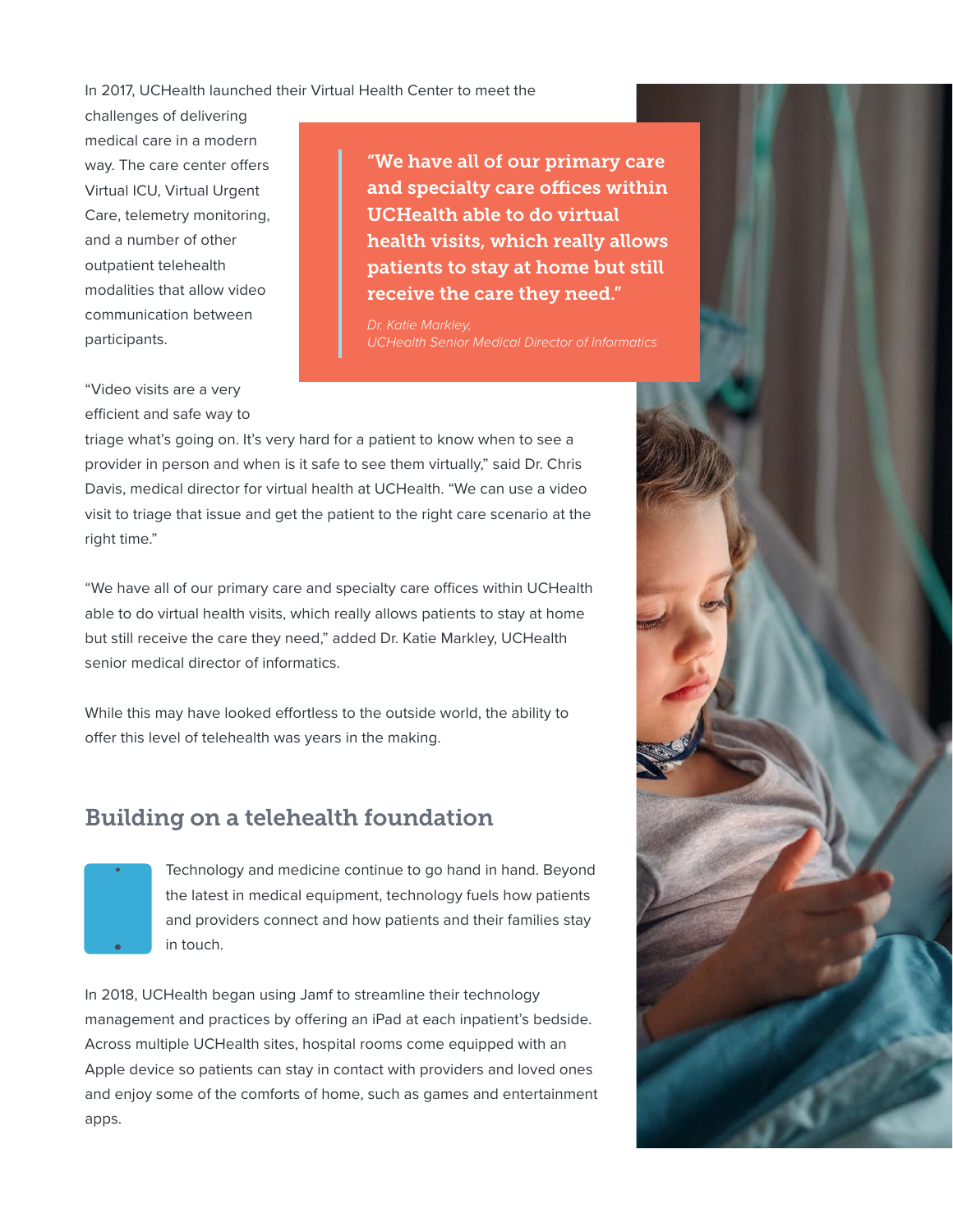In 2017, UCHealth launched their Virtual Health Center to meet the challenges of delivering medical care in a modern way. The care center offers Virtual ICU, Virtual Urgent Care, telemetry monitoring, and a number of other outpatient telehealth modalities that allow video communication between participants.

> **"We have all of our primary care and specialty care offices within UCHealth able to do virtual health visits, which really allows patients to stay at home but still receive the care they need."**
>
> *Dr. Katie Markley,*
> *UCHealth Senior Medical Director of Informatics*

"Video visits are a very efficient and safe way to triage what's going on. It's very hard for a patient to know when to see a provider in person and when is it safe to see them virtually," said Dr. Chris Davis, medical director for virtual health at UCHealth. "We can use a video visit to triage that issue and get the patient to the right care scenario at the right time."

"We have all of our primary care and specialty care offices within UCHealth able to do virtual health visits, which really allows patients to stay at home but still receive the care they need," added Dr. Katie Markley, UCHealth senior medical director of informatics.

While this may have looked effortless to the outside world, the ability to offer this level of telehealth was years in the making.

## Building on a telehealth foundation

Technology and medicine continue to go hand in hand. Beyond the latest in medical equipment, technology fuels how patients and providers connect and how patients and their families stay in touch.

In 2018, UCHealth began using Jamf to streamline their technology management and practices by offering an iPad at each inpatient's bedside. Across multiple UCHealth sites, hospital rooms come equipped with an Apple device so patients can stay in contact with providers and loved ones and enjoy some of the comforts of home, such as games and entertainment apps.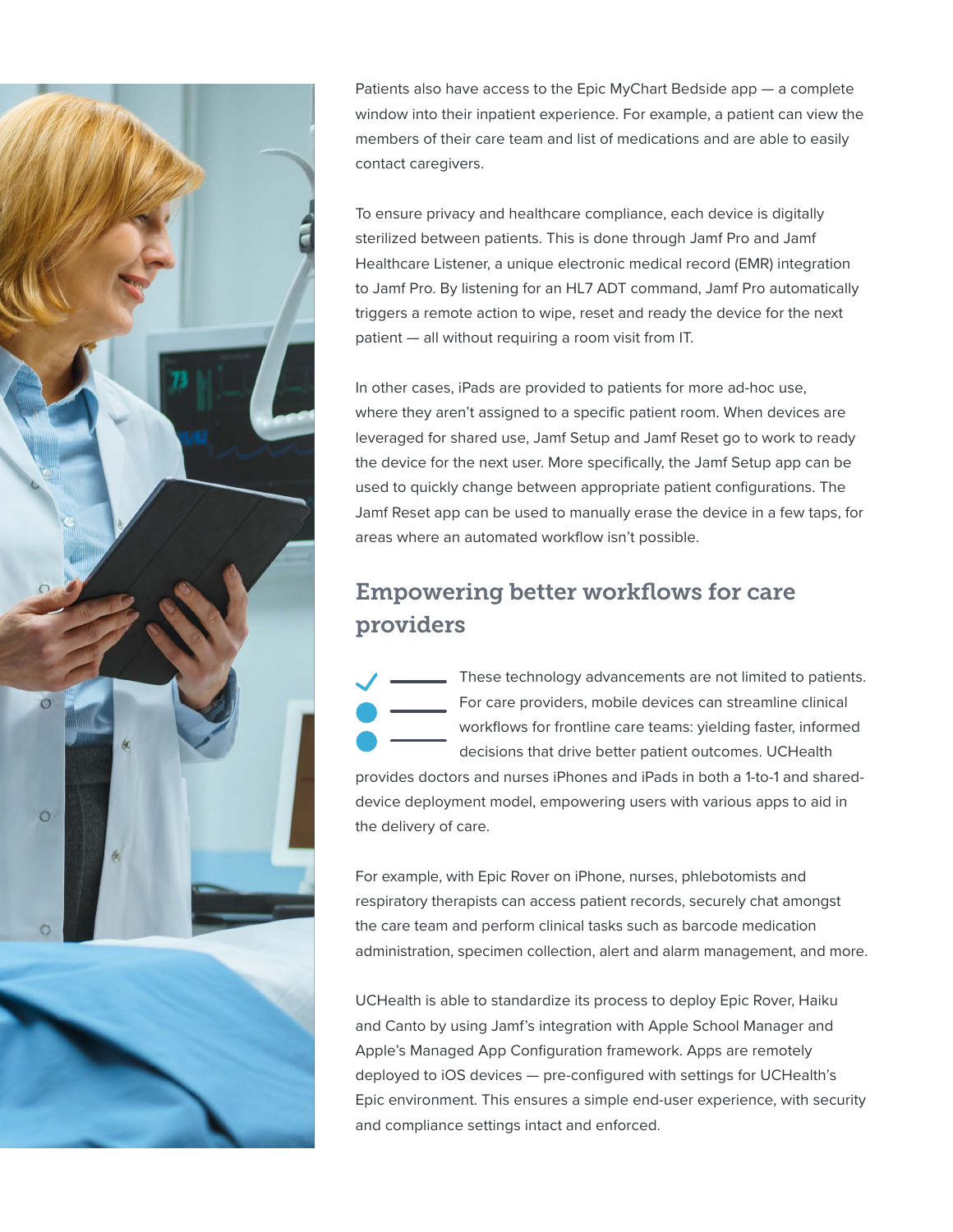Patients also have access to the Epic MyChart Bedside app — a complete window into their inpatient experience. For example, a patient can view the members of their care team and list of medications and are able to easily contact caregivers.

To ensure privacy and healthcare compliance, each device is digitally sterilized between patients. This is done through Jamf Pro and Jamf Healthcare Listener, a unique electronic medical record (EMR) integration to Jamf Pro. By listening for an HL7 ADT command, Jamf Pro automatically triggers a remote action to wipe, reset and ready the device for the next patient — all without requiring a room visit from IT.

In other cases, iPads are provided to patients for more ad-hoc use, where they aren't assigned to a specific patient room. When devices are leveraged for shared use, Jamf Setup and Jamf Reset go to work to ready the device for the next user. More specifically, the Jamf Setup app can be used to quickly change between appropriate patient configurations. The Jamf Reset app can be used to manually erase the device in a few taps, for areas where an automated workflow isn't possible.

## Empowering better workflows for care providers

These technology advancements are not limited to patients. For care providers, mobile devices can streamline clinical workflows for frontline care teams: yielding faster, informed decisions that drive better patient outcomes. UCHealth provides doctors and nurses iPhones and iPads in both a 1-to-1 and shared-device deployment model, empowering users with various apps to aid in the delivery of care.

For example, with Epic Rover on iPhone, nurses, phlebotomists and respiratory therapists can access patient records, securely chat amongst the care team and perform clinical tasks such as barcode medication administration, specimen collection, alert and alarm management, and more.

UCHealth is able to standardize its process to deploy Epic Rover, Haiku and Canto by using Jamf's integration with Apple School Manager and Apple's Managed App Configuration framework. Apps are remotely deployed to iOS devices — pre-configured with settings for UCHealth's Epic environment. This ensures a simple end-user experience, with security and compliance settings intact and enforced.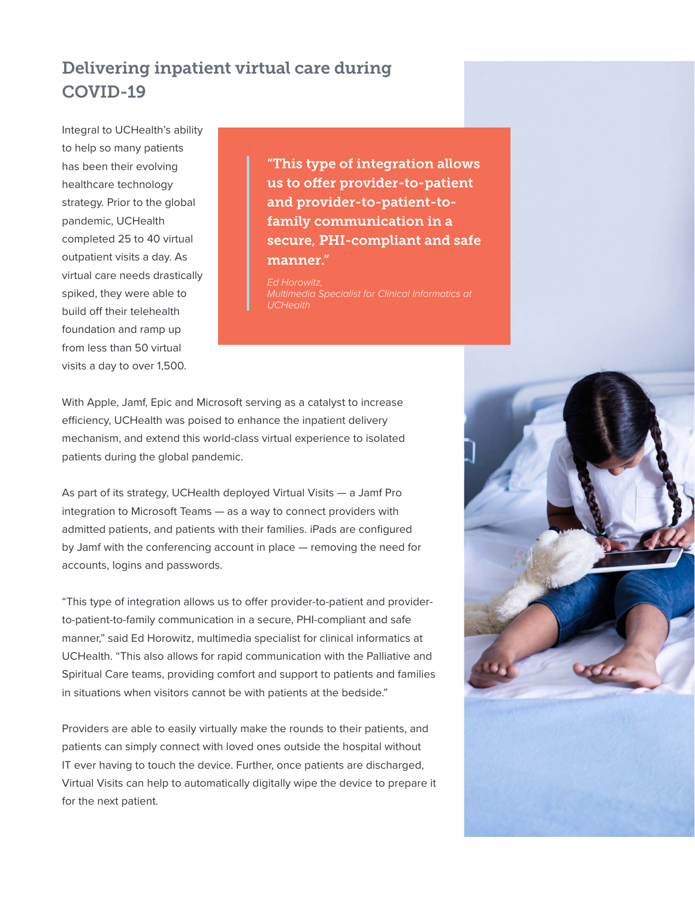## Delivering inpatient virtual care during COVID-19

Integral to UCHealth's ability to help so many patients has been their evolving healthcare technology strategy. Prior to the global pandemic, UCHealth completed 25 to 40 virtual outpatient visits a day. As virtual care needs drastically spiked, they were able to build off their telehealth foundation and ramp up from less than 50 virtual visits a day to over 1,500.

> **"This type of integration allows us to offer provider-to-patient and provider-to-patient-to-family communication in a secure, PHI-compliant and safe manner."**
>
> *Ed Horowitz, Multimedia Specialist for Clinical Informatics at UCHealth*

With Apple, Jamf, Epic and Microsoft serving as a catalyst to increase efficiency, UCHealth was poised to enhance the inpatient delivery mechanism, and extend this world-class virtual experience to isolated patients during the global pandemic.

As part of its strategy, UCHealth deployed Virtual Visits — a Jamf Pro integration to Microsoft Teams — as a way to connect providers with admitted patients, and patients with their families. iPads are configured by Jamf with the conferencing account in place — removing the need for accounts, logins and passwords.

"This type of integration allows us to offer provider-to-patient and provider-to-patient-to-family communication in a secure, PHI-compliant and safe manner," said Ed Horowitz, multimedia specialist for clinical informatics at UCHealth. "This also allows for rapid communication with the Palliative and Spiritual Care teams, providing comfort and support to patients and families in situations when visitors cannot be with patients at the bedside."

Providers are able to easily virtually make the rounds to their patients, and patients can simply connect with loved ones outside the hospital without IT ever having to touch the device. Further, once patients are discharged, Virtual Visits can help to automatically digitally wipe the device to prepare it for the next patient.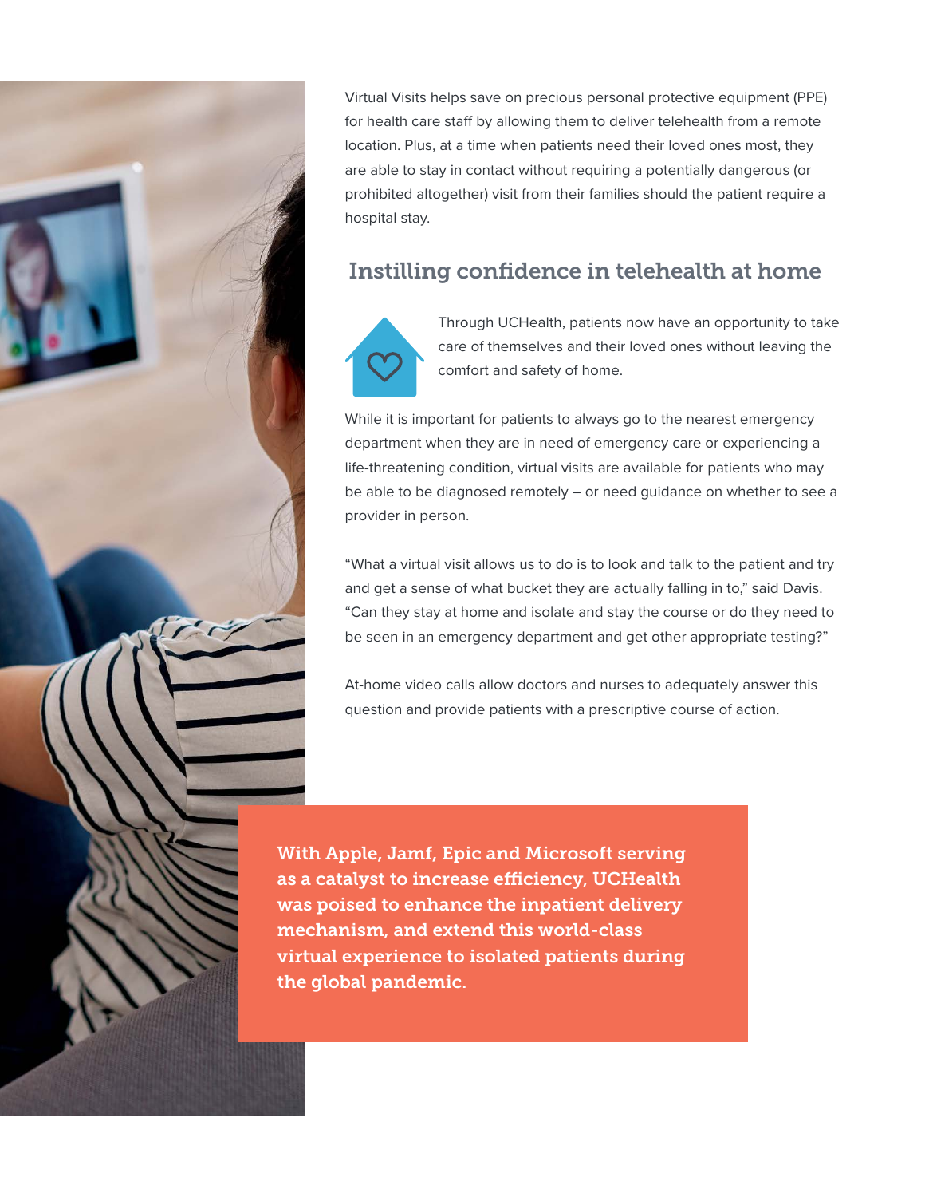Virtual Visits helps save on precious personal protective equipment (PPE) for health care staff by allowing them to deliver telehealth from a remote location. Plus, at a time when patients need their loved ones most, they are able to stay in contact without requiring a potentially dangerous (or prohibited altogether) visit from their families should the patient require a hospital stay.

## Instilling confidence in telehealth at home

Through UCHealth, patients now have an opportunity to take care of themselves and their loved ones without leaving the comfort and safety of home.

While it is important for patients to always go to the nearest emergency department when they are in need of emergency care or experiencing a life-threatening condition, virtual visits are available for patients who may be able to be diagnosed remotely – or need guidance on whether to see a provider in person.

"What a virtual visit allows us to do is to look and talk to the patient and try and get a sense of what bucket they are actually falling in to," said Davis. "Can they stay at home and isolate and stay the course or do they need to be seen in an emergency department and get other appropriate testing?"

At-home video calls allow doctors and nurses to adequately answer this question and provide patients with a prescriptive course of action.

**With Apple, Jamf, Epic and Microsoft serving as a catalyst to increase efficiency, UCHealth was poised to enhance the inpatient delivery mechanism, and extend this world-class virtual experience to isolated patients during the global pandemic.**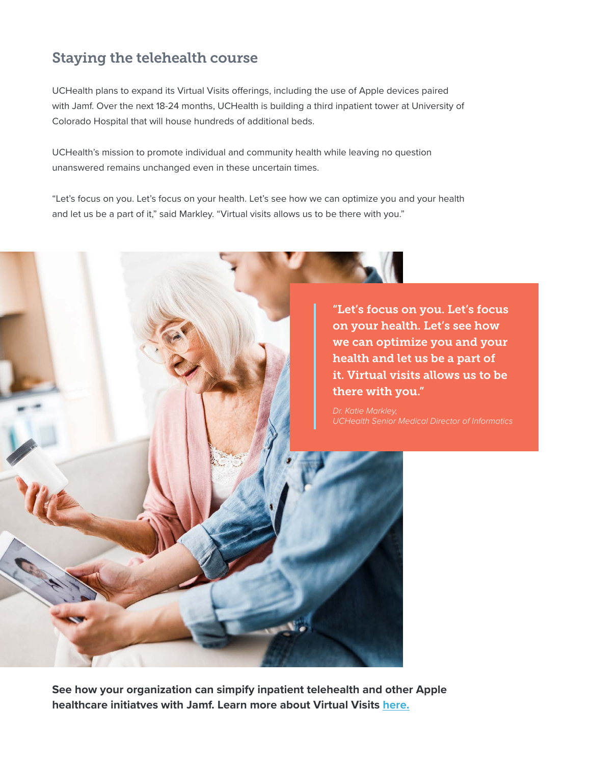## Staying the telehealth course

UCHealth plans to expand its Virtual Visits offerings, including the use of Apple devices paired with Jamf. Over the next 18-24 months, UCHealth is building a third inpatient tower at University of Colorado Hospital that will house hundreds of additional beds.

UCHealth's mission to promote individual and community health while leaving no question unanswered remains unchanged even in these uncertain times.

"Let's focus on you. Let's focus on your health. Let's see how we can optimize you and your health and let us be a part of it," said Markley. "Virtual visits allows us to be there with you."

> **"Let's focus on you. Let's focus on your health. Let's see how we can optimize you and your health and let us be a part of it. Virtual visits allows us to be there with you."**
>
> *Dr. Katie Markley,*
> *UCHealth Senior Medical Director of Informatics*

**See how your organization can simpify inpatient telehealth and other Apple healthcare initiatves with Jamf. Learn more about Virtual Visits here.**